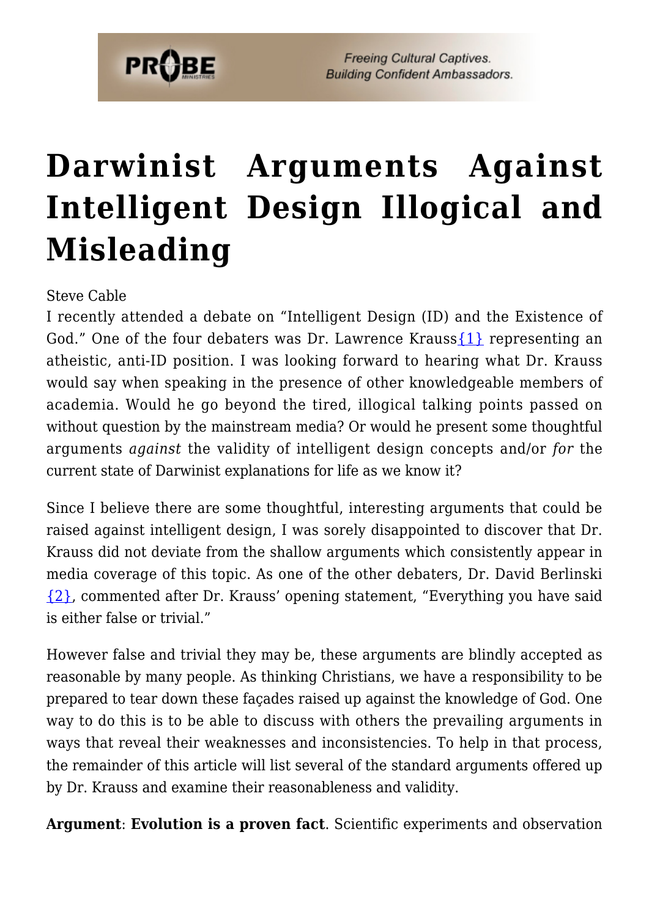# Darwinist Arguments Against Intelligent Design Illogical and Misleading

Steve Cable

I recently attended a debate on "Intelligent Design (ID) and the Existence of God." One of the four debaters was Dr. Lawrence Krauss{1} representing an atheistic, anti-ID position. I was looking forward to hearing what Dr. Krauss would say when speaking in the presence of other knowledgeable members of academia. Would he go beyond the tired, illogical talking points passed on without question by the mainstream media? Or would he present some thoughtful arguments *against* the validity of intelligent design concepts and/or *for* the current state of Darwinist explanations for life as we know it?

Since I believe there are some thoughtful, interesting arguments that could be raised against intelligent design, I was sorely disappointed to discover that Dr. Krauss did not deviate from the shallow arguments which consistently appear in media coverage of this topic. As one of the other debaters, Dr. David Berlinski {2}, commented after Dr. Krauss' opening statement, "Everything you have said is either false or trivial."

However false and trivial they may be, these arguments are blindly accepted as reasonable by many people. As thinking Christians, we have a responsibility to be prepared to tear down these façades raised up against the knowledge of God. One way to do this is to be able to discuss with others the prevailing arguments in ways that reveal their weaknesses and inconsistencies. To help in that process, the remainder of this article will list several of the standard arguments offered up by Dr. Krauss and examine their reasonableness and validity.

**Argument**: **Evolution is a proven fact**. Scientific experiments and observation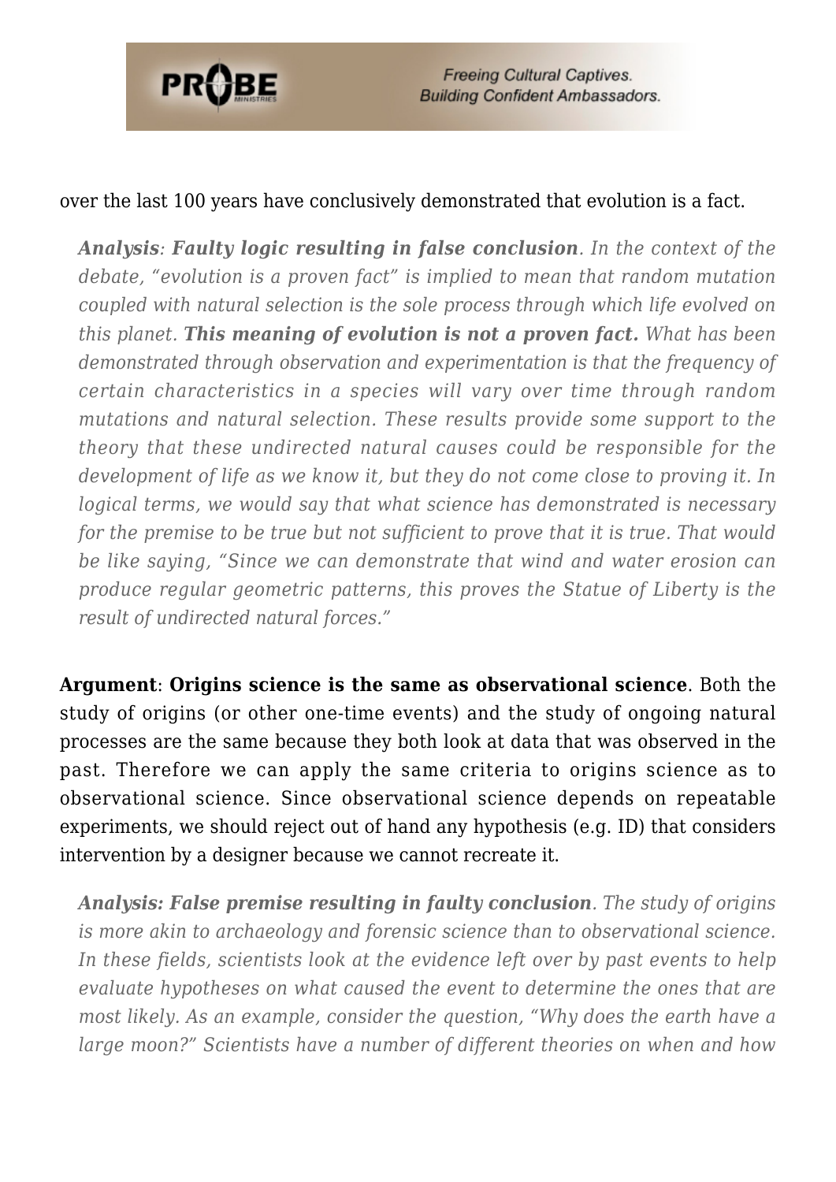over the last 100 years have conclusively demonstrated that evolution is a fact.

> ***Analysis**: **Faulty logic resulting in false conclusion**. In the context of the debate, "evolution is a proven fact" is implied to mean that random mutation coupled with natural selection is the sole process through which life evolved on this planet. **This meaning of evolution is not a proven fact.** What has been demonstrated through observation and experimentation is that the frequency of certain characteristics in a species will vary over time through random mutations and natural selection. These results provide some support to the theory that these undirected natural causes could be responsible for the development of life as we know it, but they do not come close to proving it. In logical terms, we would say that what science has demonstrated is necessary for the premise to be true but not sufficient to prove that it is true. That would be like saying, "Since we can demonstrate that wind and water erosion can produce regular geometric patterns, this proves the Statue of Liberty is the result of undirected natural forces."*

**Argument**: **Origins science is the same as observational science**. Both the study of origins (or other one-time events) and the study of ongoing natural processes are the same because they both look at data that was observed in the past. Therefore we can apply the same criteria to origins science as to observational science. Since observational science depends on repeatable experiments, we should reject out of hand any hypothesis (e.g. ID) that considers intervention by a designer because we cannot recreate it.

> ***Analysis: False premise resulting in faulty conclusion**. The study of origins is more akin to archaeology and forensic science than to observational science. In these fields, scientists look at the evidence left over by past events to help evaluate hypotheses on what caused the event to determine the ones that are most likely. As an example, consider the question, "Why does the earth have a large moon?" Scientists have a number of different theories on when and how*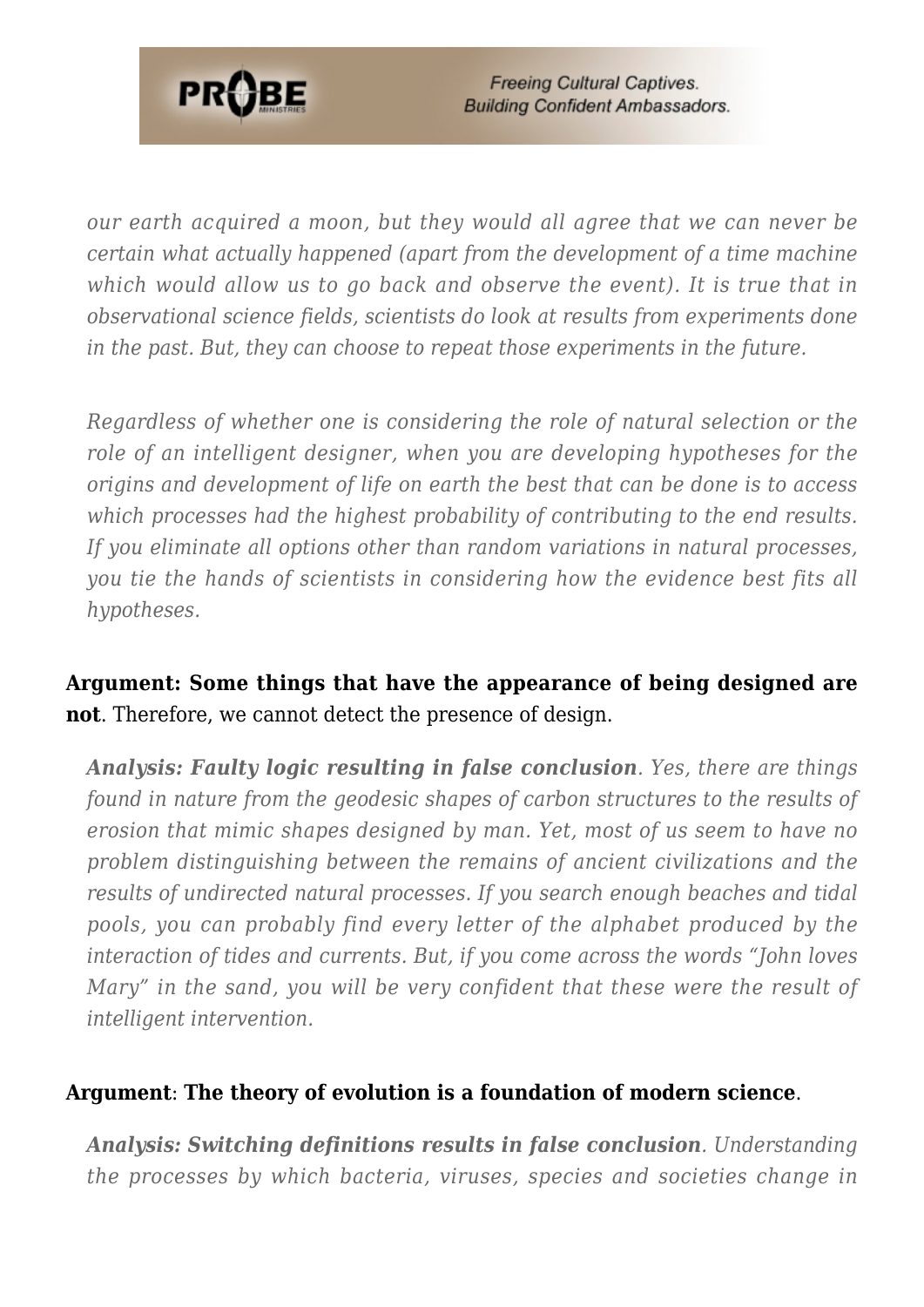*our earth acquired a moon, but they would all agree that we can never be certain what actually happened (apart from the development of a time machine which would allow us to go back and observe the event). It is true that in observational science fields, scientists do look at results from experiments done in the past. But, they can choose to repeat those experiments in the future.*

*Regardless of whether one is considering the role of natural selection or the role of an intelligent designer, when you are developing hypotheses for the origins and development of life on earth the best that can be done is to access which processes had the highest probability of contributing to the end results. If you eliminate all options other than random variations in natural processes, you tie the hands of scientists in considering how the evidence best fits all hypotheses.*

**Argument: Some things that have the appearance of being designed are not**. Therefore, we cannot detect the presence of design.

> ***Analysis: Faulty logic resulting in false conclusion**. Yes, there are things found in nature from the geodesic shapes of carbon structures to the results of erosion that mimic shapes designed by man. Yet, most of us seem to have no problem distinguishing between the remains of ancient civilizations and the results of undirected natural processes. If you search enough beaches and tidal pools, you can probably find every letter of the alphabet produced by the interaction of tides and currents. But, if you come across the words "John loves Mary" in the sand, you will be very confident that these were the result of intelligent intervention.*

**Argument**: **The theory of evolution is a foundation of modern science**.

> ***Analysis: Switching definitions results in false conclusion**. Understanding the processes by which bacteria, viruses, species and societies change in*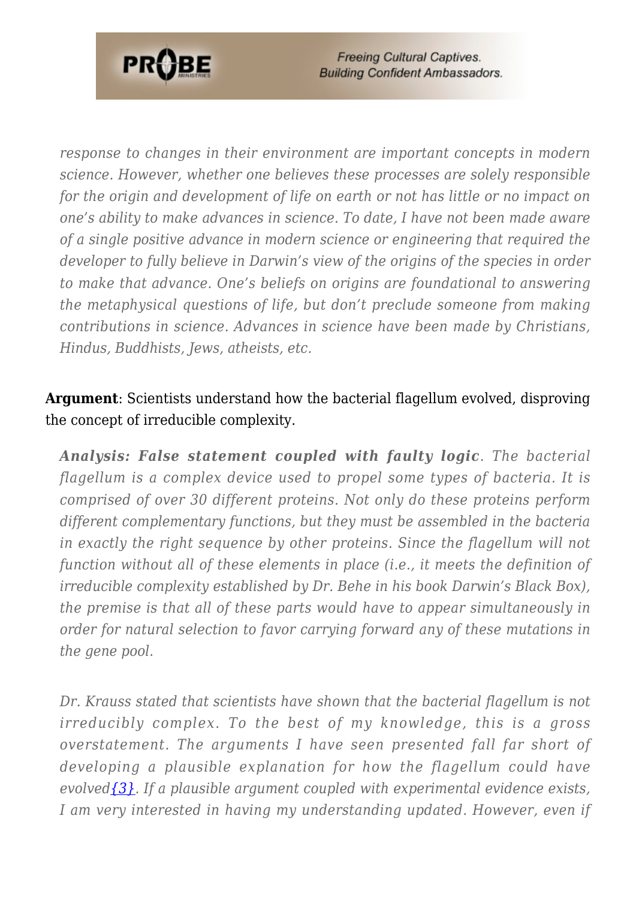*response to changes in their environment are important concepts in modern science. However, whether one believes these processes are solely responsible for the origin and development of life on earth or not has little or no impact on one's ability to make advances in science. To date, I have not been made aware of a single positive advance in modern science or engineering that required the developer to fully believe in Darwin's view of the origins of the species in order to make that advance. One's beliefs on origins are foundational to answering the metaphysical questions of life, but don't preclude someone from making contributions in science. Advances in science have been made by Christians, Hindus, Buddhists, Jews, atheists, etc.*

**Argument**: Scientists understand how the bacterial flagellum evolved, disproving the concept of irreducible complexity.

***Analysis: False statement coupled with faulty logic**. The bacterial flagellum is a complex device used to propel some types of bacteria. It is comprised of over 30 different proteins. Not only do these proteins perform different complementary functions, but they must be assembled in the bacteria in exactly the right sequence by other proteins. Since the flagellum will not function without all of these elements in place (i.e., it meets the definition of irreducible complexity established by Dr. Behe in his book Darwin's Black Box), the premise is that all of these parts would have to appear simultaneously in order for natural selection to favor carrying forward any of these mutations in the gene pool.*

*Dr. Krauss stated that scientists have shown that the bacterial flagellum is not irreducibly complex. To the best of my knowledge, this is a gross overstatement. The arguments I have seen presented fall far short of developing a plausible explanation for how the flagellum could have evolved{3}. If a plausible argument coupled with experimental evidence exists, I am very interested in having my understanding updated. However, even if*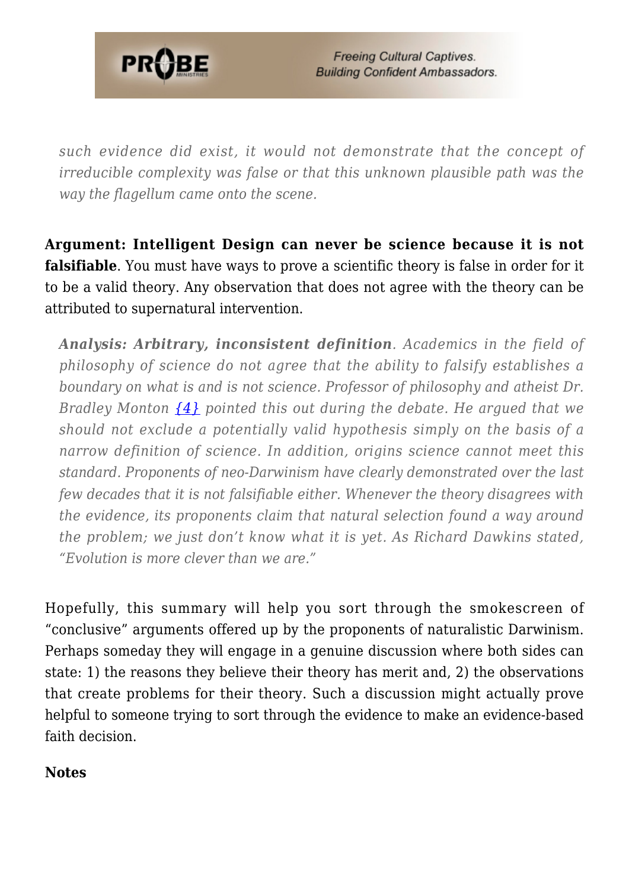*such evidence did exist, it would not demonstrate that the concept of irreducible complexity was false or that this unknown plausible path was the way the flagellum came onto the scene.*

**Argument: Intelligent Design can never be science because it is not falsifiable**. You must have ways to prove a scientific theory is false in order for it to be a valid theory. Any observation that does not agree with the theory can be attributed to supernatural intervention.

> ***Analysis: Arbitrary, inconsistent definition**. Academics in the field of philosophy of science do not agree that the ability to falsify establishes a boundary on what is and is not science. Professor of philosophy and atheist Dr. Bradley Monton {4} pointed this out during the debate. He argued that we should not exclude a potentially valid hypothesis simply on the basis of a narrow definition of science. In addition, origins science cannot meet this standard. Proponents of neo-Darwinism have clearly demonstrated over the last few decades that it is not falsifiable either. Whenever the theory disagrees with the evidence, its proponents claim that natural selection found a way around the problem; we just don't know what it is yet. As Richard Dawkins stated, "Evolution is more clever than we are."*

Hopefully, this summary will help you sort through the smokescreen of "conclusive" arguments offered up by the proponents of naturalistic Darwinism. Perhaps someday they will engage in a genuine discussion where both sides can state: 1) the reasons they believe their theory has merit and, 2) the observations that create problems for their theory. Such a discussion might actually prove helpful to someone trying to sort through the evidence to make an evidence-based faith decision.

**Notes**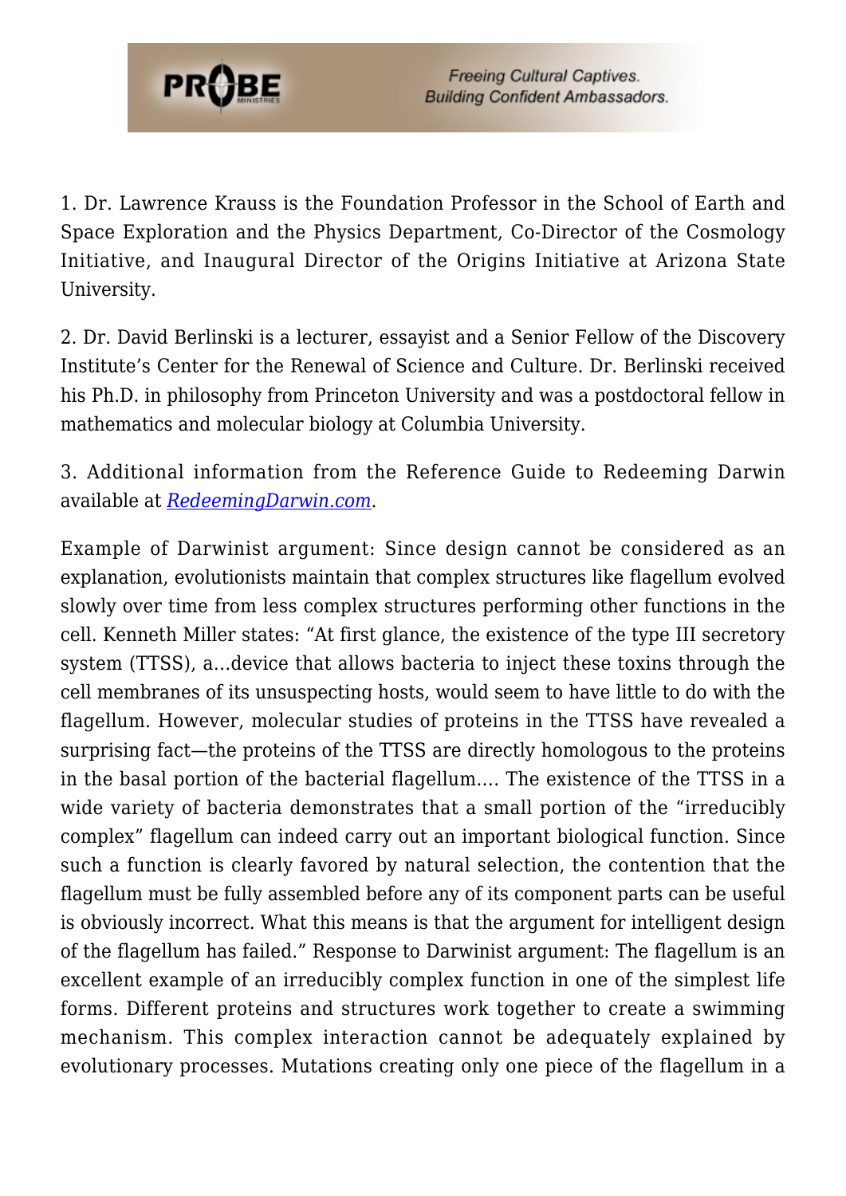1. Dr. Lawrence Krauss is the Foundation Professor in the School of Earth and Space Exploration and the Physics Department, Co-Director of the Cosmology Initiative, and Inaugural Director of the Origins Initiative at Arizona State University.

2. Dr. David Berlinski is a lecturer, essayist and a Senior Fellow of the Discovery Institute's Center for the Renewal of Science and Culture. Dr. Berlinski received his Ph.D. in philosophy from Princeton University and was a postdoctoral fellow in mathematics and molecular biology at Columbia University.

3. Additional information from the Reference Guide to Redeeming Darwin available at *RedeemingDarwin.com*.

Example of Darwinist argument: Since design cannot be considered as an explanation, evolutionists maintain that complex structures like flagellum evolved slowly over time from less complex structures performing other functions in the cell. Kenneth Miller states: "At first glance, the existence of the type III secretory system (TTSS), a…device that allows bacteria to inject these toxins through the cell membranes of its unsuspecting hosts, would seem to have little to do with the flagellum. However, molecular studies of proteins in the TTSS have revealed a surprising fact—the proteins of the TTSS are directly homologous to the proteins in the basal portion of the bacterial flagellum…. The existence of the TTSS in a wide variety of bacteria demonstrates that a small portion of the "irreducibly complex" flagellum can indeed carry out an important biological function. Since such a function is clearly favored by natural selection, the contention that the flagellum must be fully assembled before any of its component parts can be useful is obviously incorrect. What this means is that the argument for intelligent design of the flagellum has failed." Response to Darwinist argument: The flagellum is an excellent example of an irreducibly complex function in one of the simplest life forms. Different proteins and structures work together to create a swimming mechanism. This complex interaction cannot be adequately explained by evolutionary processes. Mutations creating only one piece of the flagellum in a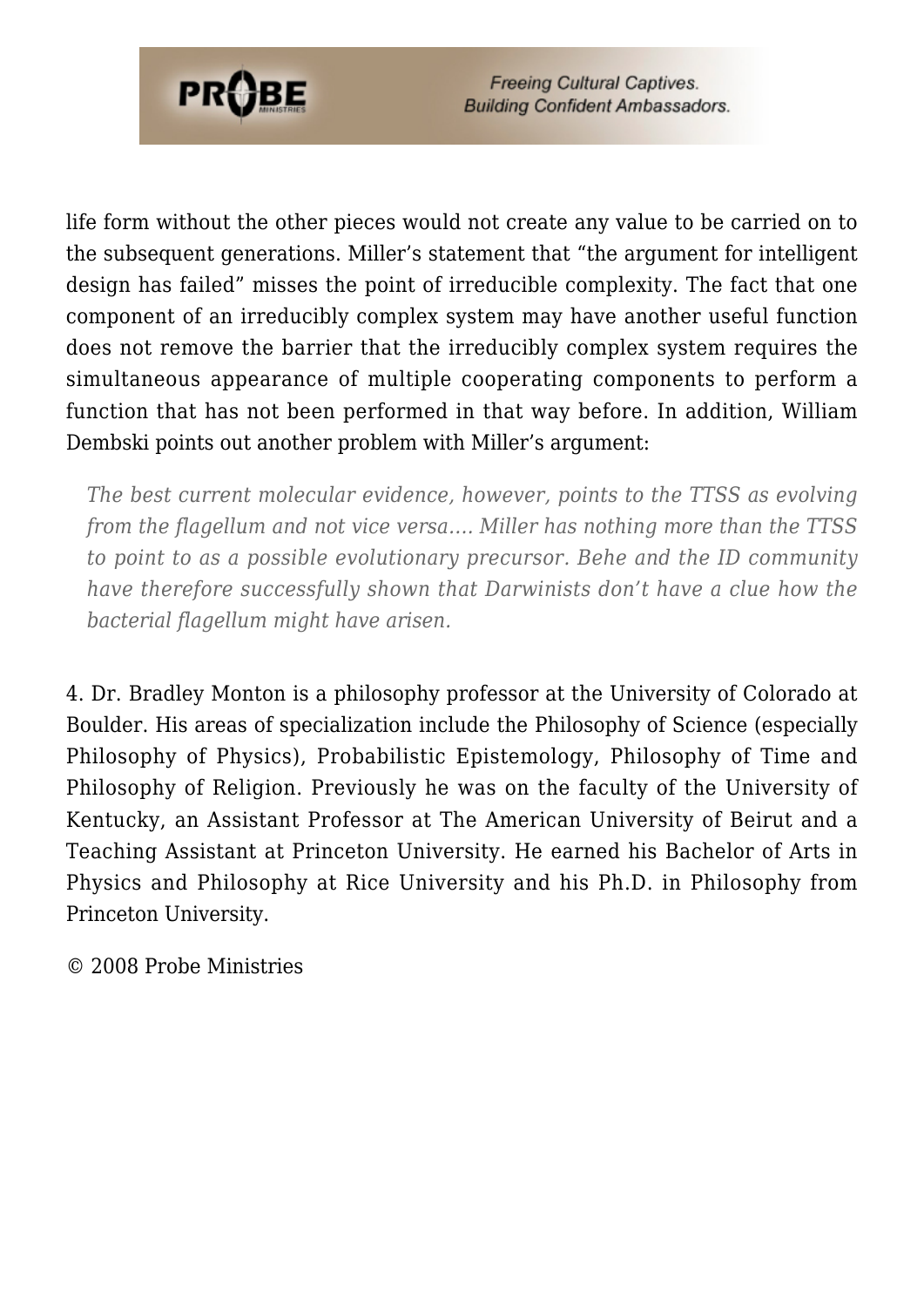life form without the other pieces would not create any value to be carried on to the subsequent generations. Miller's statement that "the argument for intelligent design has failed" misses the point of irreducible complexity. The fact that one component of an irreducibly complex system may have another useful function does not remove the barrier that the irreducibly complex system requires the simultaneous appearance of multiple cooperating components to perform a function that has not been performed in that way before. In addition, William Dembski points out another problem with Miller's argument:

> *The best current molecular evidence, however, points to the TTSS as evolving from the flagellum and not vice versa…. Miller has nothing more than the TTSS to point to as a possible evolutionary precursor. Behe and the ID community have therefore successfully shown that Darwinists don't have a clue how the bacterial flagellum might have arisen.*

4. Dr. Bradley Monton is a philosophy professor at the University of Colorado at Boulder. His areas of specialization include the Philosophy of Science (especially Philosophy of Physics), Probabilistic Epistemology, Philosophy of Time and Philosophy of Religion. Previously he was on the faculty of the University of Kentucky, an Assistant Professor at The American University of Beirut and a Teaching Assistant at Princeton University. He earned his Bachelor of Arts in Physics and Philosophy at Rice University and his Ph.D. in Philosophy from Princeton University.

© 2008 Probe Ministries